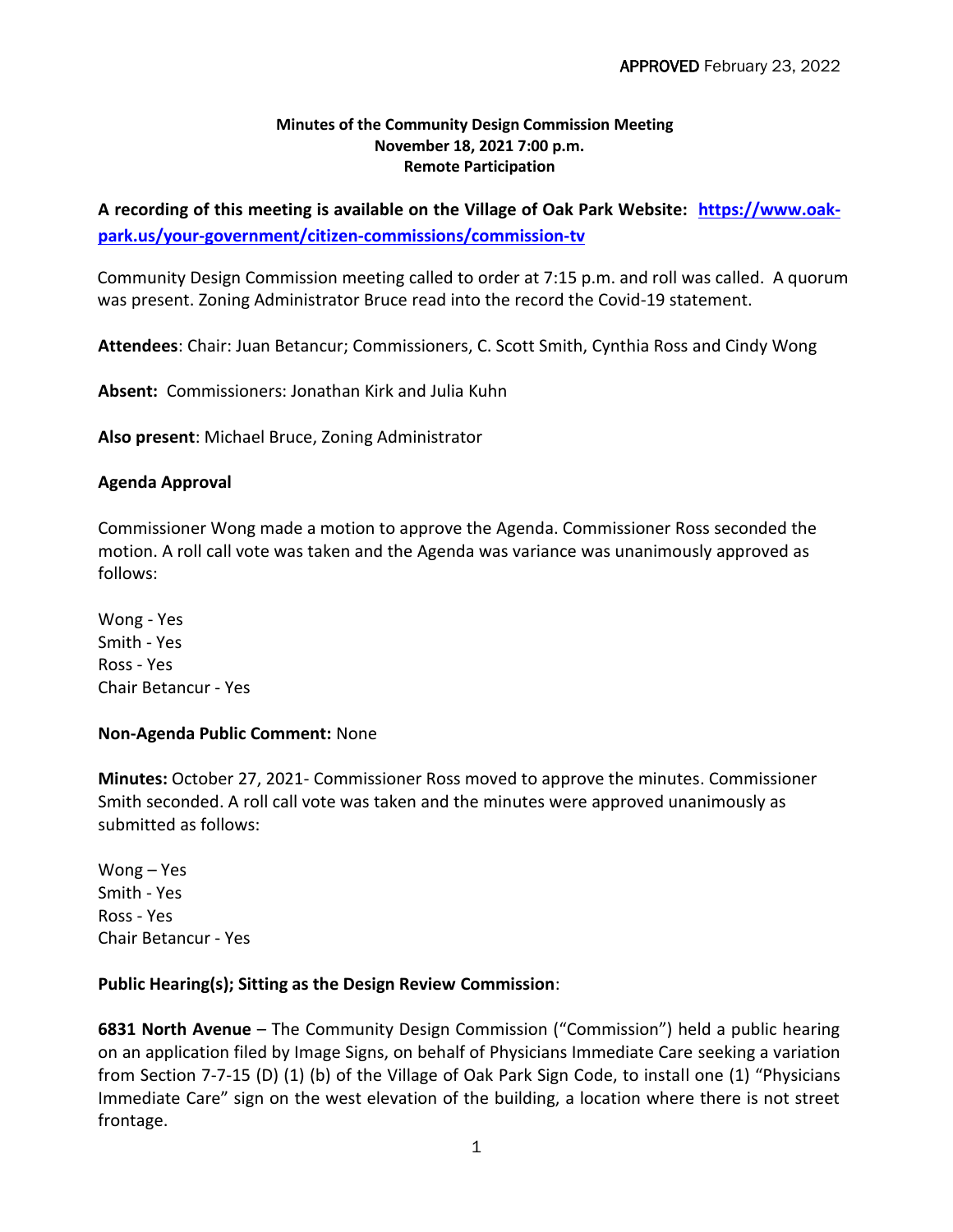APPROVED February 23, 2022

**Minutes of the Community Design Commission Meeting**
**November 18, 2021 7:00 p.m.**
**Remote Participation**

**A recording of this meeting is available on the Village of Oak Park Website: [https://www.oak-park.us/your-government/citizen-commissions/commission-tv](https://www.oak-park.us/your-government/citizen-commissions/commission-tv)**

Community Design Commission meeting called to order at 7:15 p.m. and roll was called. A quorum was present. Zoning Administrator Bruce read into the record the Covid-19 statement.

**Attendees**: Chair: Juan Betancur; Commissioners, C. Scott Smith, Cynthia Ross and Cindy Wong

**Absent:** Commissioners: Jonathan Kirk and Julia Kuhn

**Also present**: Michael Bruce, Zoning Administrator

**Agenda Approval**

Commissioner Wong made a motion to approve the Agenda. Commissioner Ross seconded the motion. A roll call vote was taken and the Agenda was variance was unanimously approved as follows:

Wong - Yes
Smith - Yes
Ross - Yes
Chair Betancur - Yes

**Non-Agenda Public Comment:** None

**Minutes:** October 27, 2021- Commissioner Ross moved to approve the minutes. Commissioner Smith seconded. A roll call vote was taken and the minutes were approved unanimously as submitted as follows:

Wong – Yes
Smith - Yes
Ross - Yes
Chair Betancur - Yes

**Public Hearing(s); Sitting as the Design Review Commission**:

**6831 North Avenue** – The Community Design Commission ("Commission") held a public hearing on an application filed by Image Signs, on behalf of Physicians Immediate Care seeking a variation from Section 7-7-15 (D) (1) (b) of the Village of Oak Park Sign Code, to install one (1) "Physicians Immediate Care" sign on the west elevation of the building, a location where there is not street frontage.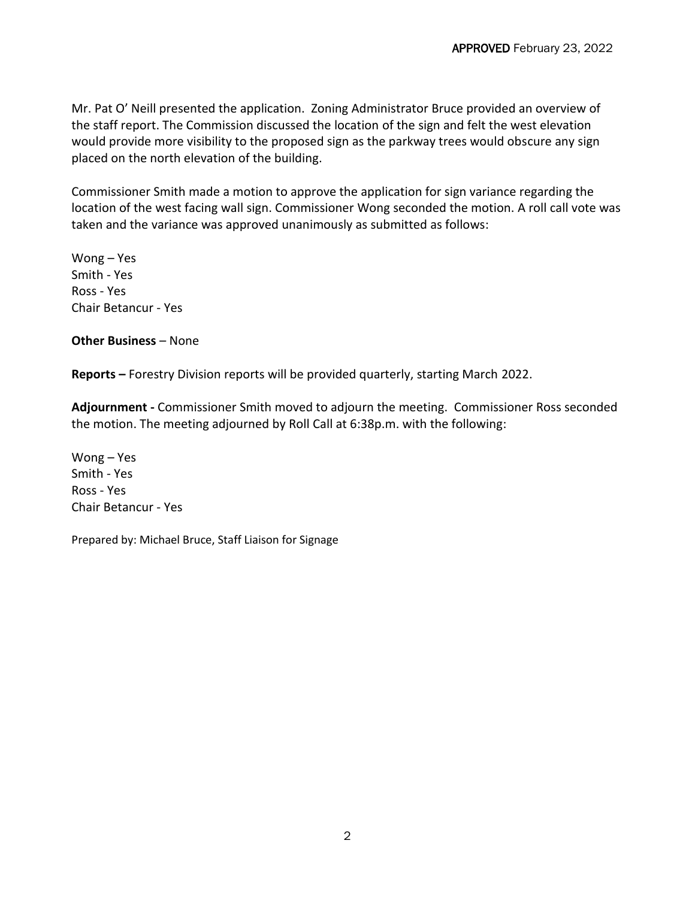APPROVED February 23, 2022

Mr. Pat O' Neill presented the application. Zoning Administrator Bruce provided an overview of the staff report. The Commission discussed the location of the sign and felt the west elevation would provide more visibility to the proposed sign as the parkway trees would obscure any sign placed on the north elevation of the building.

Commissioner Smith made a motion to approve the application for sign variance regarding the location of the west facing wall sign. Commissioner Wong seconded the motion. A roll call vote was taken and the variance was approved unanimously as submitted as follows:

Wong – Yes
Smith - Yes
Ross - Yes
Chair Betancur - Yes

**Other Business** – None

**Reports –** Forestry Division reports will be provided quarterly, starting March 2022.

**Adjournment -** Commissioner Smith moved to adjourn the meeting. Commissioner Ross seconded the motion. The meeting adjourned by Roll Call at 6:38p.m. with the following:

Wong – Yes
Smith - Yes
Ross - Yes
Chair Betancur - Yes

Prepared by: Michael Bruce, Staff Liaison for Signage